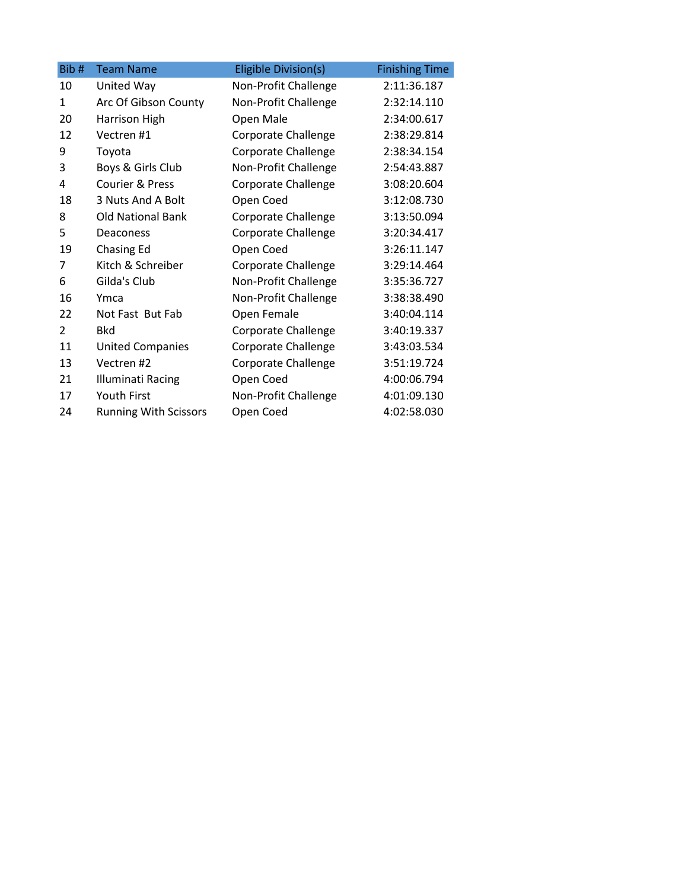| Bib # | Team Name | Eligible Division(s) | Finishing Time |
|---|---|---|---|
| 10 | United Way | Non-Profit Challenge | 2:11:36.187 |
| 1 | Arc Of Gibson County | Non-Profit Challenge | 2:32:14.110 |
| 20 | Harrison High | Open Male | 2:34:00.617 |
| 12 | Vectren #1 | Corporate Challenge | 2:38:29.814 |
| 9 | Toyota | Corporate Challenge | 2:38:34.154 |
| 3 | Boys & Girls Club | Non-Profit Challenge | 2:54:43.887 |
| 4 | Courier & Press | Corporate Challenge | 3:08:20.604 |
| 18 | 3 Nuts And A Bolt | Open Coed | 3:12:08.730 |
| 8 | Old National Bank | Corporate Challenge | 3:13:50.094 |
| 5 | Deaconess | Corporate Challenge | 3:20:34.417 |
| 19 | Chasing Ed | Open Coed | 3:26:11.147 |
| 7 | Kitch & Schreiber | Corporate Challenge | 3:29:14.464 |
| 6 | Gilda's Club | Non-Profit Challenge | 3:35:36.727 |
| 16 | Ymca | Non-Profit Challenge | 3:38:38.490 |
| 22 | Not Fast But Fab | Open Female | 3:40:04.114 |
| 2 | Bkd | Corporate Challenge | 3:40:19.337 |
| 11 | United Companies | Corporate Challenge | 3:43:03.534 |
| 13 | Vectren #2 | Corporate Challenge | 3:51:19.724 |
| 21 | Illuminati Racing | Open Coed | 4:00:06.794 |
| 17 | Youth First | Non-Profit Challenge | 4:01:09.130 |
| 24 | Running With Scissors | Open Coed | 4:02:58.030 |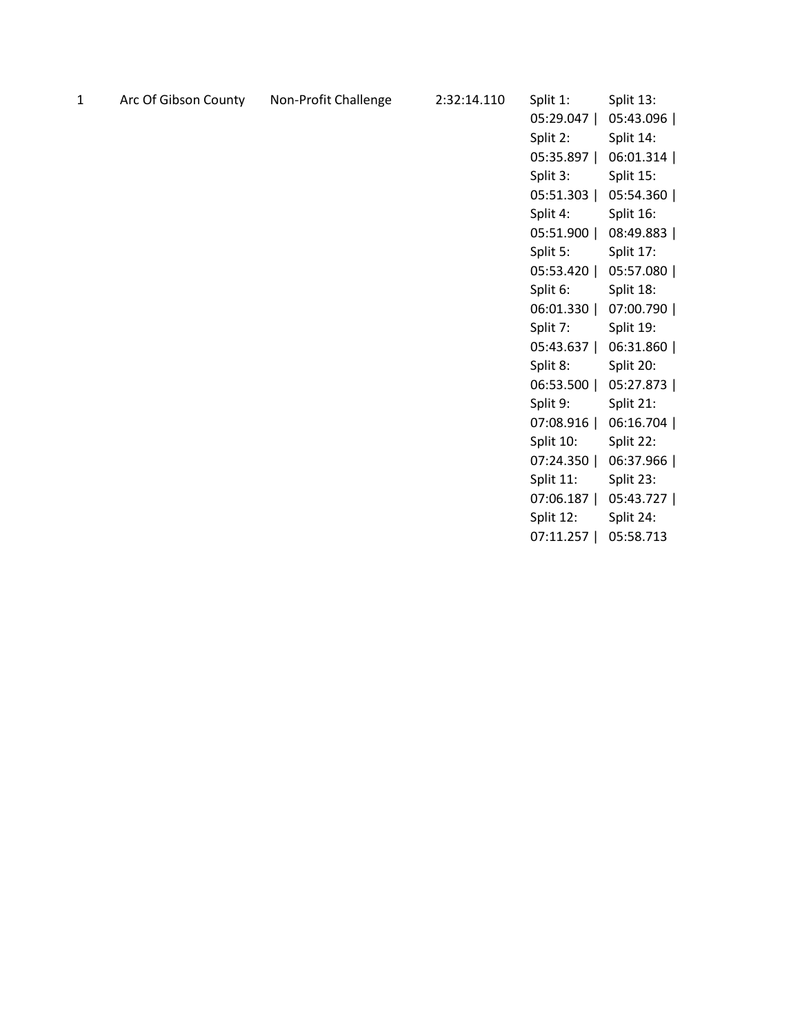| | | | | | |
|---|---|---|---|---|---|
| 1 | Arc Of Gibson County | Non-Profit Challenge | 2:32:14.110 | Split 1: 05:29.047 \| Split 2: 05:35.897 \| Split 3: 05:51.303 \| Split 4: 05:51.900 \| Split 5: 05:53.420 \| Split 6: 06:01.330 \| Split 7: 05:43.637 \| Split 8: 06:53.500 \| Split 9: 07:08.916 \| Split 10: 07:24.350 \| Split 11: 07:06.187 \| Split 12: 07:11.257 \| | Split 13: 05:43.096 \| Split 14: 06:01.314 \| Split 15: 05:54.360 \| Split 16: 08:49.883 \| Split 17: 05:57.080 \| Split 18: 07:00.790 \| Split 19: 06:31.860 \| Split 20: 05:27.873 \| Split 21: 06:16.704 \| Split 22: 06:37.966 \| Split 23: 05:43.727 \| Split 24: 05:58.713 |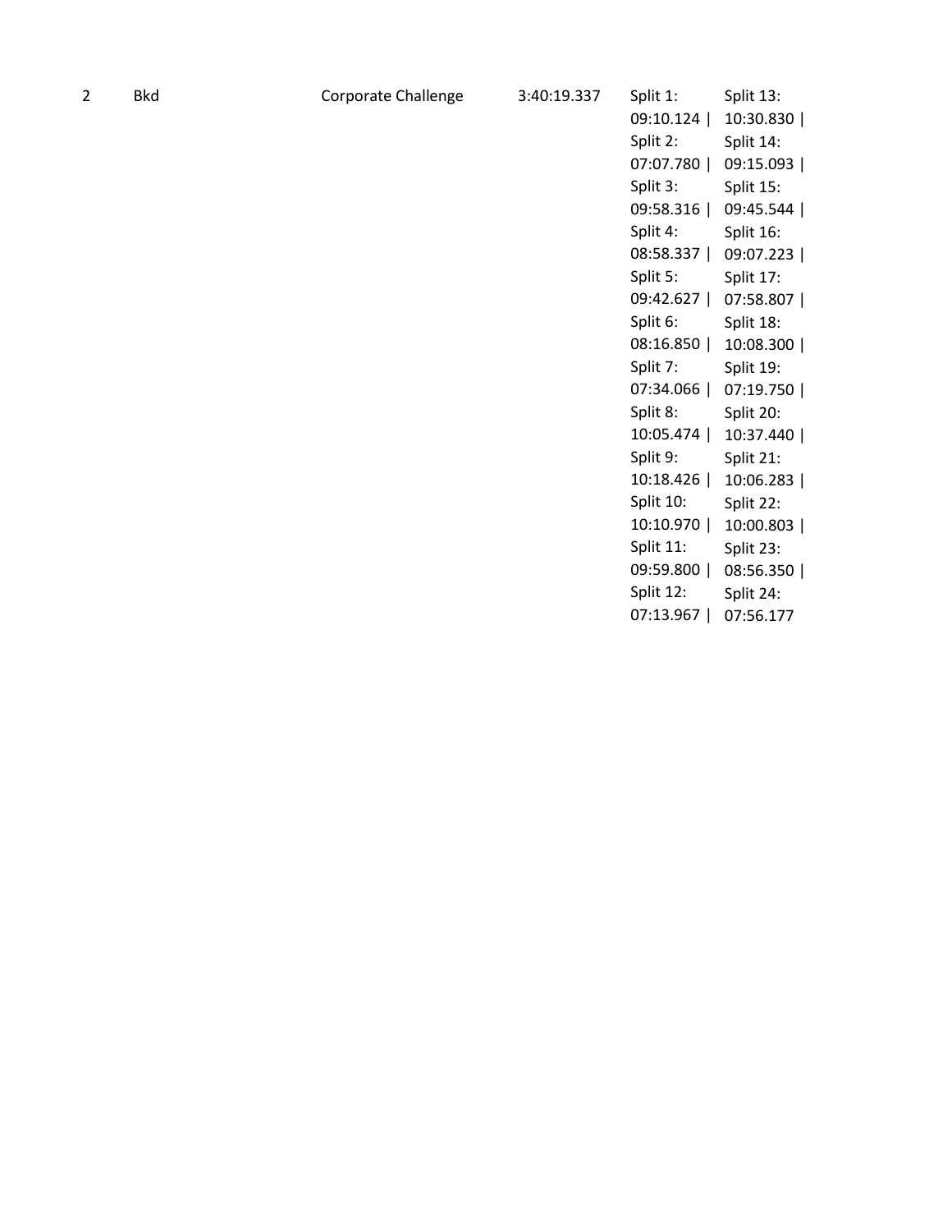| 2 | Bkd | Corporate Challenge | 3:40:19.337 | Split 1: 09:10.124 \| Split 2: 07:07.780 \| Split 3: 09:58.316 \| Split 4: 08:58.337 \| Split 5: 09:42.627 \| Split 6: 08:16.850 \| Split 7: 07:34.066 \| Split 8: 10:05.474 \| Split 9: 10:18.426 \| Split 10: 10:10.970 \| Split 11: 09:59.800 \| Split 12: 07:13.967 \| Split 13: 10:30.830 \| Split 14: 09:15.093 \| Split 15: 09:45.544 \| Split 16: 09:07.223 \| Split 17: 07:58.807 \| Split 18: 10:08.300 \| Split 19: 07:19.750 \| Split 20: 10:37.440 \| Split 21: 10:06.283 \| Split 22: 10:00.803 \| Split 23: 08:56.350 \| Split 24: 07:56.177 |
|---|---|---|---|---|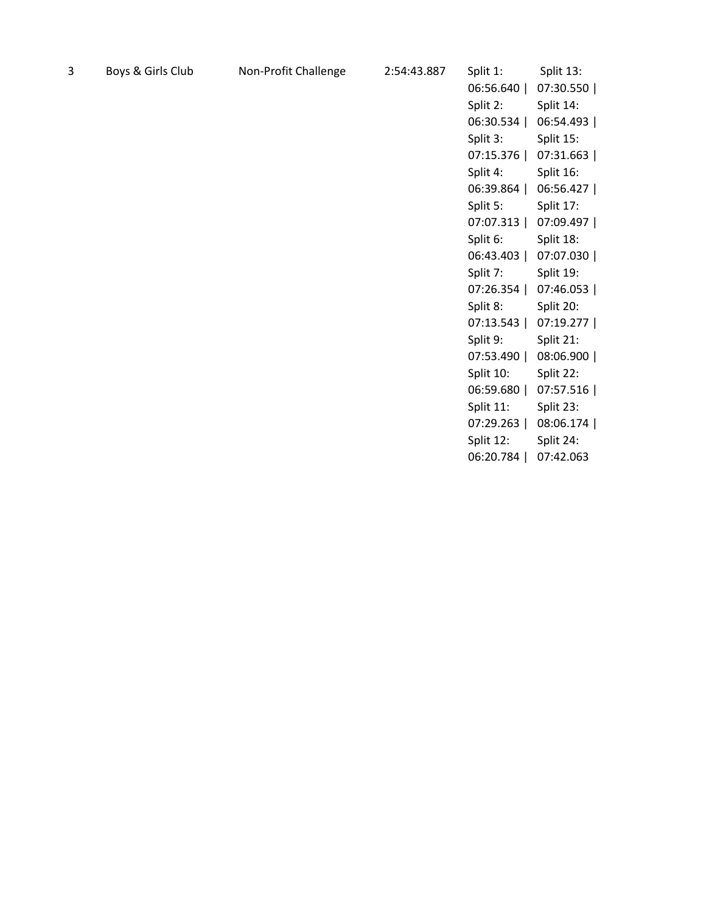| 3 | Boys & Girls Club | Non-Profit Challenge | 2:54:43.887 | Split 1: 06:56.640 \| Split 2: 06:30.534 \| Split 3: 07:15.376 \| Split 4: 06:39.864 \| Split 5: 07:07.313 \| Split 6: 06:43.403 \| Split 7: 07:26.354 \| Split 8: 07:13.543 \| Split 9: 07:53.490 \| Split 10: 06:59.680 \| Split 11: 07:29.263 \| Split 12: 06:20.784 \| | Split 13: 07:30.550 \| Split 14: 06:54.493 \| Split 15: 07:31.663 \| Split 16: 06:56.427 \| Split 17: 07:09.497 \| Split 18: 07:07.030 \| Split 19: 07:46.053 \| Split 20: 07:19.277 \| Split 21: 08:06.900 \| Split 22: 07:57.516 \| Split 23: 08:06.174 \| Split 24: 07:42.063 |
|---|---|---|---|---|---|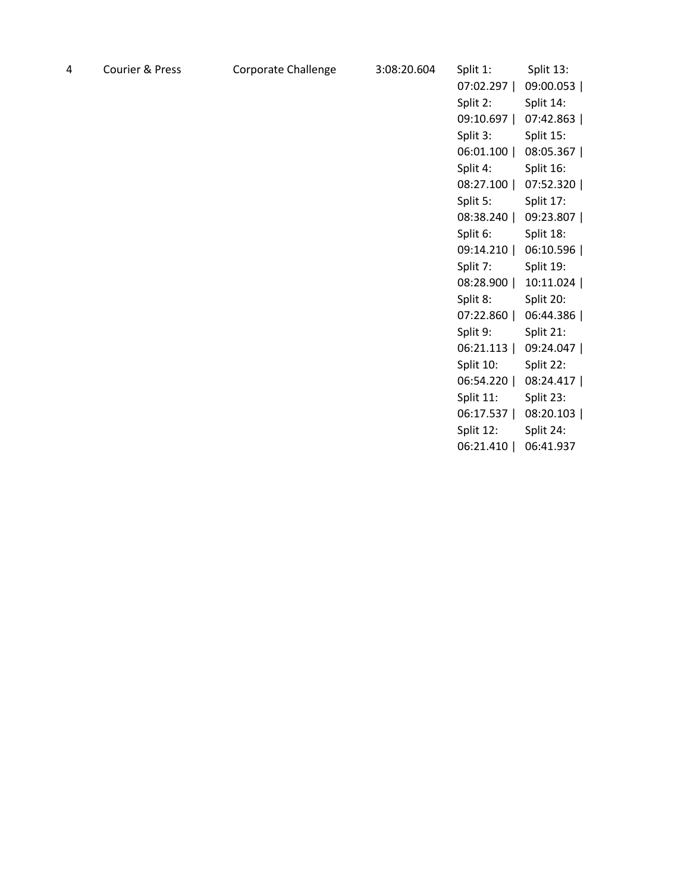| 4 | Courier & Press | Corporate Challenge | 3:08:20.604 | Split 1: 07:02.297 \| Split 2: 09:10.697 \| Split 3: 06:01.100 \| Split 4: 08:27.100 \| Split 5: 08:38.240 \| Split 6: 09:14.210 \| Split 7: 08:28.900 \| Split 8: 07:22.860 \| Split 9: 06:21.113 \| Split 10: 06:54.220 \| Split 11: 06:17.537 \| Split 12: 06:21.410 \| Split 13: 09:00.053 \| Split 14: 07:42.863 \| Split 15: 08:05.367 \| Split 16: 07:52.320 \| Split 17: 09:23.807 \| Split 18: 06:10.596 \| Split 19: 10:11.024 \| Split 20: 06:44.386 \| Split 21: 09:24.047 \| Split 22: 08:24.417 \| Split 23: 08:20.103 \| Split 24: 06:41.937 |
|---|---|---|---|---|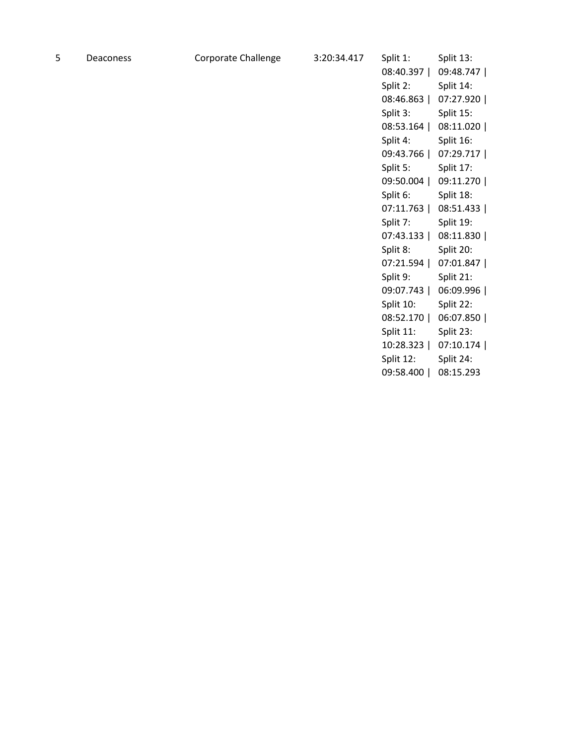| | | | | | |
|---|---|---|---|---|---|
| 5 | Deaconess | Corporate Challenge | 3:20:34.417 | Split 1: 08:40.397 \| Split 2: 08:46.863 \| Split 3: 08:53.164 \| Split 4: 09:43.766 \| Split 5: 09:50.004 \| Split 6: 07:11.763 \| Split 7: 07:43.133 \| Split 8: 07:21.594 \| Split 9: 09:07.743 \| Split 10: 08:52.170 \| Split 11: 10:28.323 \| Split 12: 09:58.400 \| | Split 13: 09:48.747 \| Split 14: 07:27.920 \| Split 15: 08:11.020 \| Split 16: 07:29.717 \| Split 17: 09:11.270 \| Split 18: 08:51.433 \| Split 19: 08:11.830 \| Split 20: 07:01.847 \| Split 21: 06:09.996 \| Split 22: 06:07.850 \| Split 23: 07:10.174 \| Split 24: 08:15.293 |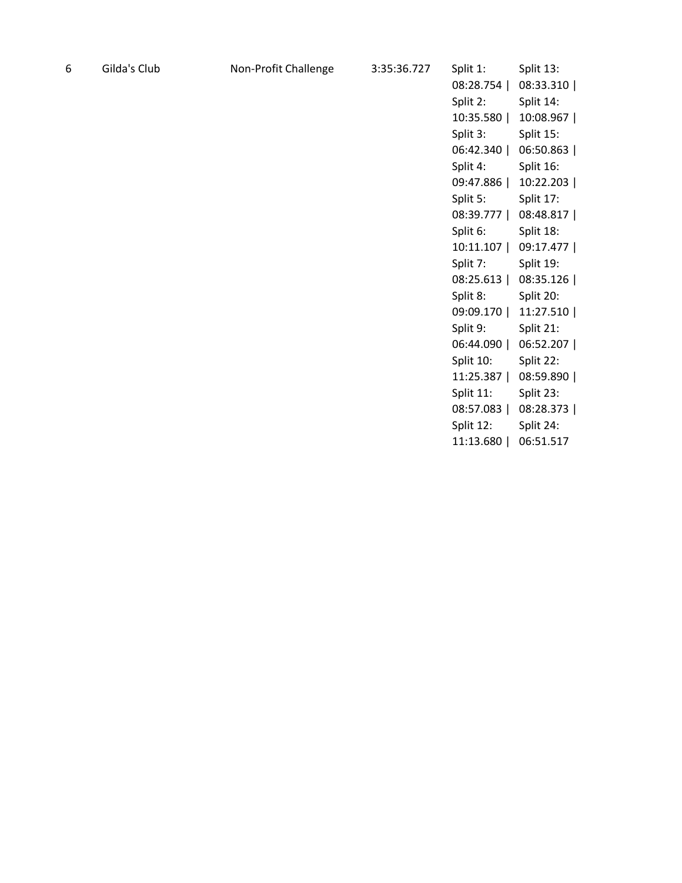| 6 | Gilda's Club | Non-Profit Challenge | 3:35:36.727 | Split 1: 08:28.754 \| Split 2: 10:35.580 \| Split 3: 06:42.340 \| Split 4: 09:47.886 \| Split 5: 08:39.777 \| Split 6: 10:11.107 \| Split 7: 08:25.613 \| Split 8: 09:09.170 \| Split 9: 06:44.090 \| Split 10: 11:25.387 \| Split 11: 08:57.083 \| Split 12: 11:13.680 \| Split 13: 08:33.310 \| Split 14: 10:08.967 \| Split 15: 06:50.863 \| Split 16: 10:22.203 \| Split 17: 08:48.817 \| Split 18: 09:17.477 \| Split 19: 08:35.126 \| Split 20: 11:27.510 \| Split 21: 06:52.207 \| Split 22: 08:59.890 \| Split 23: 08:28.373 \| Split 24: 06:51.517 |
|---|---|---|---|---|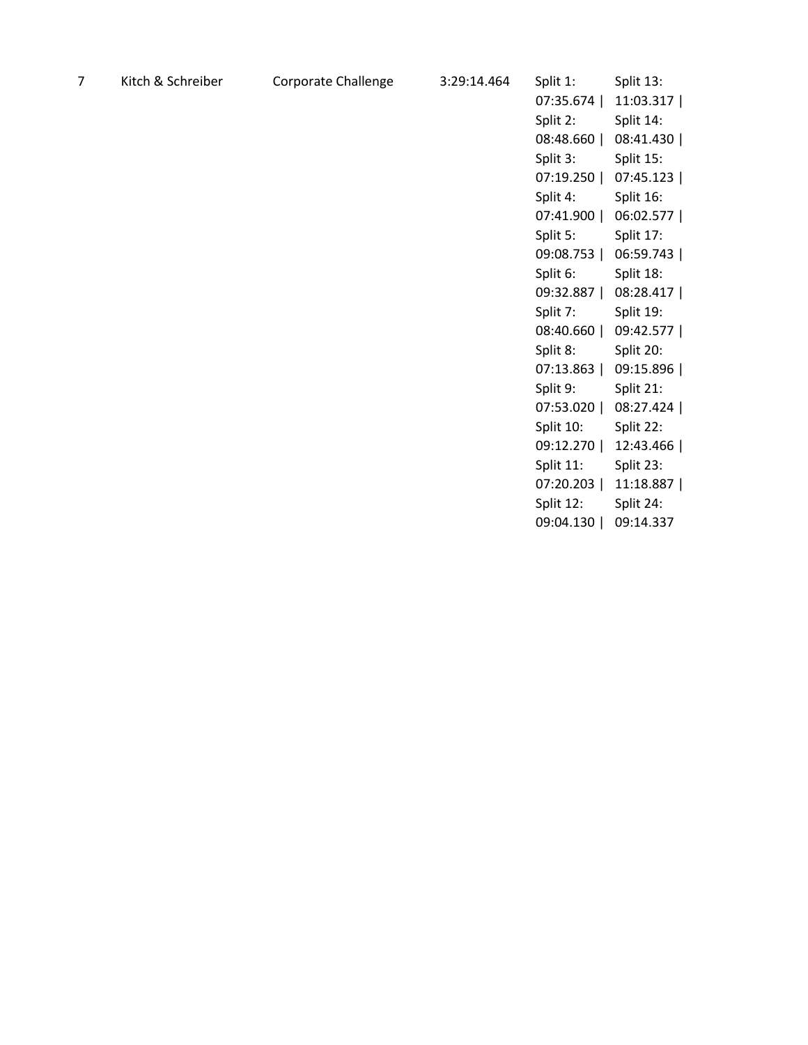| 7 | Kitch & Schreiber | Corporate Challenge | 3:29:14.464 | Split 1: 07:35.674 \| Split 2: 08:48.660 \| Split 3: 07:19.250 \| Split 4: 07:41.900 \| Split 5: 09:08.753 \| Split 6: 09:32.887 \| Split 7: 08:40.660 \| Split 8: 07:13.863 \| Split 9: 07:53.020 \| Split 10: 09:12.270 \| Split 11: 07:20.203 \| Split 12: 09:04.130 \| | Split 13: 11:03.317 \| Split 14: 08:41.430 \| Split 15: 07:45.123 \| Split 16: 06:02.577 \| Split 17: 06:59.743 \| Split 18: 08:28.417 \| Split 19: 09:42.577 \| Split 20: 09:15.896 \| Split 21: 08:27.424 \| Split 22: 12:43.466 \| Split 23: 11:18.887 \| Split 24: 09:14.337 |
|---|---|---|---|---|---|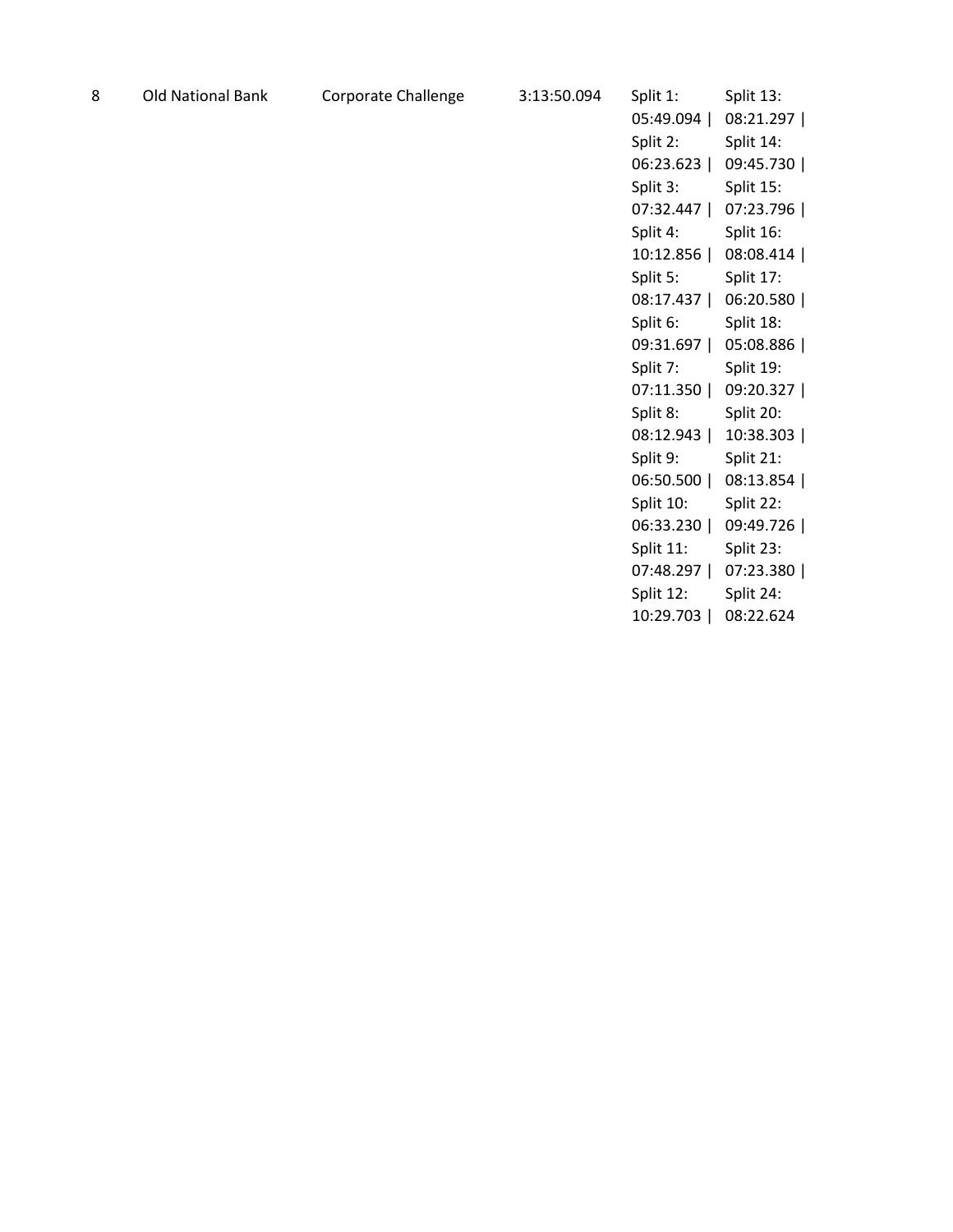| 8 | Old National Bank | Corporate Challenge | 3:13:50.094 | Split 1: 05:49.094 \| Split 2: 06:23.623 \| Split 3: 07:32.447 \| Split 4: 10:12.856 \| Split 5: 08:17.437 \| Split 6: 09:31.697 \| Split 7: 07:11.350 \| Split 8: 08:12.943 \| Split 9: 06:50.500 \| Split 10: 06:33.230 \| Split 11: 07:48.297 \| Split 12: 10:29.703 \| | Split 13: 08:21.297 \| Split 14: 09:45.730 \| Split 15: 07:23.796 \| Split 16: 08:08.414 \| Split 17: 06:20.580 \| Split 18: 05:08.886 \| Split 19: 09:20.327 \| Split 20: 10:38.303 \| Split 21: 08:13.854 \| Split 22: 09:49.726 \| Split 23: 07:23.380 \| Split 24: 08:22.624 |
|---|---|---|---|---|---|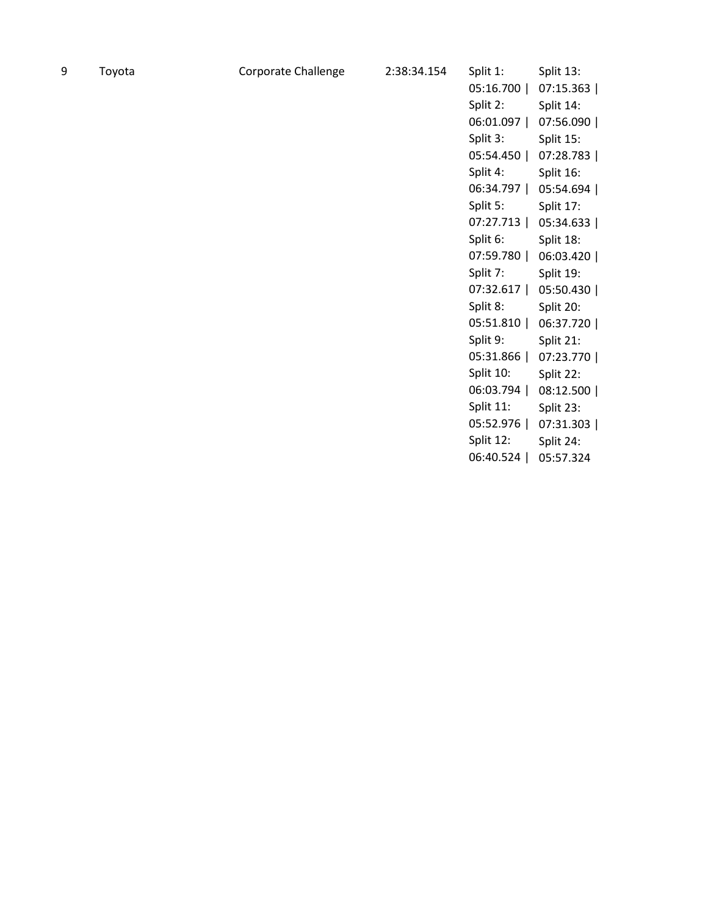| | | | | | |
|---|---|---|---|---|---|
| 9 | Toyota | Corporate Challenge | 2:38:34.154 | Split 1: 05:16.700 \| Split 2: 06:01.097 \| Split 3: 05:54.450 \| Split 4: 06:34.797 \| Split 5: 07:27.713 \| Split 6: 07:59.780 \| Split 7: 07:32.617 \| Split 8: 05:51.810 \| Split 9: 05:31.866 \| Split 10: 06:03.794 \| Split 11: 05:52.976 \| Split 12: 06:40.524 \| | Split 13: 07:15.363 \| Split 14: 07:56.090 \| Split 15: 07:28.783 \| Split 16: 05:54.694 \| Split 17: 05:34.633 \| Split 18: 06:03.420 \| Split 19: 05:50.430 \| Split 20: 06:37.720 \| Split 21: 07:23.770 \| Split 22: 08:12.500 \| Split 23: 07:31.303 \| Split 24: 05:57.324 |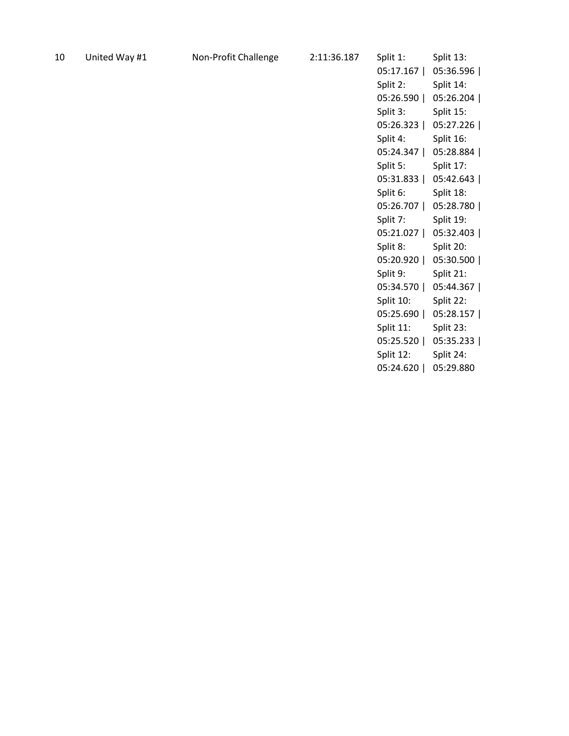| 10 | United Way #1 | Non-Profit Challenge | 2:11:36.187 | Split 1: 05:17.167 \| Split 2: 05:26.590 \| Split 3: 05:26.323 \| Split 4: 05:24.347 \| Split 5: 05:31.833 \| Split 6: 05:26.707 \| Split 7: 05:21.027 \| Split 8: 05:20.920 \| Split 9: 05:34.570 \| Split 10: 05:25.690 \| Split 11: 05:25.520 \| Split 12: 05:24.620 \| Split 13: 05:36.596 \| Split 14: 05:26.204 \| Split 15: 05:27.226 \| Split 16: 05:28.884 \| Split 17: 05:42.643 \| Split 18: 05:28.780 \| Split 19: 05:32.403 \| Split 20: 05:30.500 \| Split 21: 05:44.367 \| Split 22: 05:28.157 \| Split 23: 05:35.233 \| Split 24: 05:29.880 |
|---|---|---|---|---|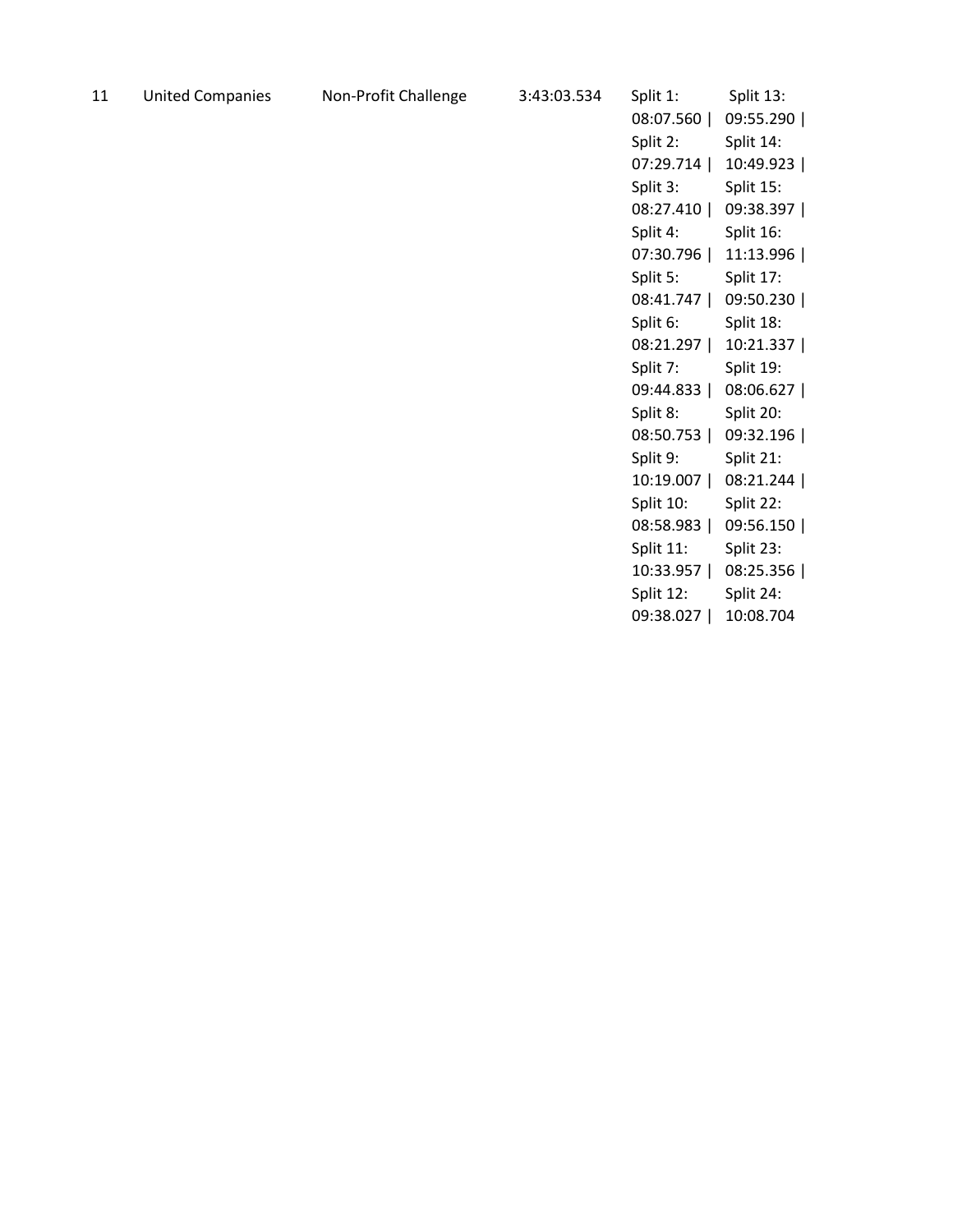| 11 | United Companies | Non-Profit Challenge | 3:43:03.534 | Split 1: 08:07.560 \| Split 2: 07:29.714 \| Split 3: 08:27.410 \| Split 4: 07:30.796 \| Split 5: 08:41.747 \| Split 6: 08:21.297 \| Split 7: 09:44.833 \| Split 8: 08:50.753 \| Split 9: 10:19.007 \| Split 10: 08:58.983 \| Split 11: 10:33.957 \| Split 12: 09:38.027 \| Split 13: 09:55.290 \| Split 14: 10:49.923 \| Split 15: 09:38.397 \| Split 16: 11:13.996 \| Split 17: 09:50.230 \| Split 18: 10:21.337 \| Split 19: 08:06.627 \| Split 20: 09:32.196 \| Split 21: 08:21.244 \| Split 22: 09:56.150 \| Split 23: 08:25.356 \| Split 24: 10:08.704 |
|---|---|---|---|---|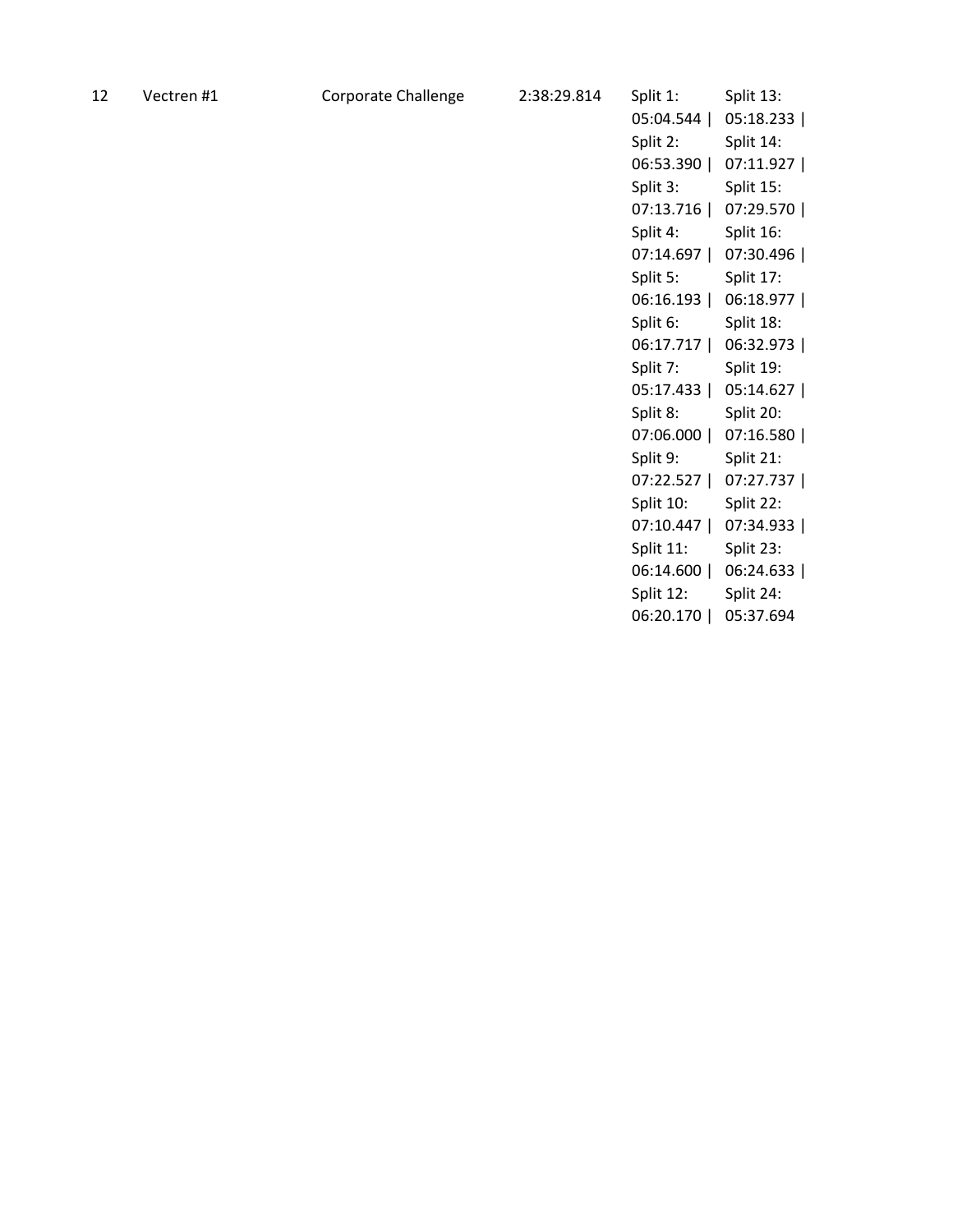| 12 | Vectren #1 | Corporate Challenge | 2:38:29.814 | Split 1: 05:04.544 \| Split 2: 06:53.390 \| Split 3: 07:13.716 \| Split 4: 07:14.697 \| Split 5: 06:16.193 \| Split 6: 06:17.717 \| Split 7: 05:17.433 \| Split 8: 07:06.000 \| Split 9: 07:22.527 \| Split 10: 07:10.447 \| Split 11: 06:14.600 \| Split 12: 06:20.170 \| Split 13: 05:18.233 \| Split 14: 07:11.927 \| Split 15: 07:29.570 \| Split 16: 07:30.496 \| Split 17: 06:18.977 \| Split 18: 06:32.973 \| Split 19: 05:14.627 \| Split 20: 07:16.580 \| Split 21: 07:27.737 \| Split 22: 07:34.933 \| Split 23: 06:24.633 \| Split 24: 05:37.694 |
|---|---|---|---|---|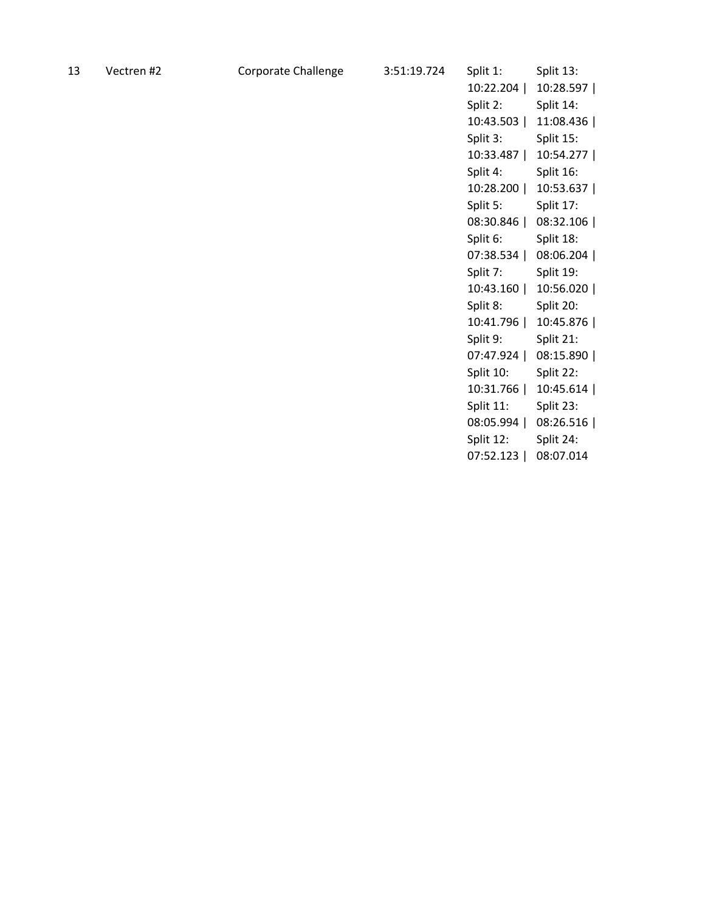| 13 | Vectren #2 | Corporate Challenge | 3:51:19.724 | Split 1: 10:22.204 \| Split 2: 10:43.503 \| Split 3: 10:33.487 \| Split 4: 10:28.200 \| Split 5: 08:30.846 \| Split 6: 07:38.534 \| Split 7: 10:43.160 \| Split 8: 10:41.796 \| Split 9: 07:47.924 \| Split 10: 10:31.766 \| Split 11: 08:05.994 \| Split 12: 07:52.123 \| | Split 13: 10:28.597 \| Split 14: 11:08.436 \| Split 15: 10:54.277 \| Split 16: 10:53.637 \| Split 17: 08:32.106 \| Split 18: 08:06.204 \| Split 19: 10:56.020 \| Split 20: 10:45.876 \| Split 21: 08:15.890 \| Split 22: 10:45.614 \| Split 23: 08:26.516 \| Split 24: 08:07.014 |
|---|---|---|---|---|---|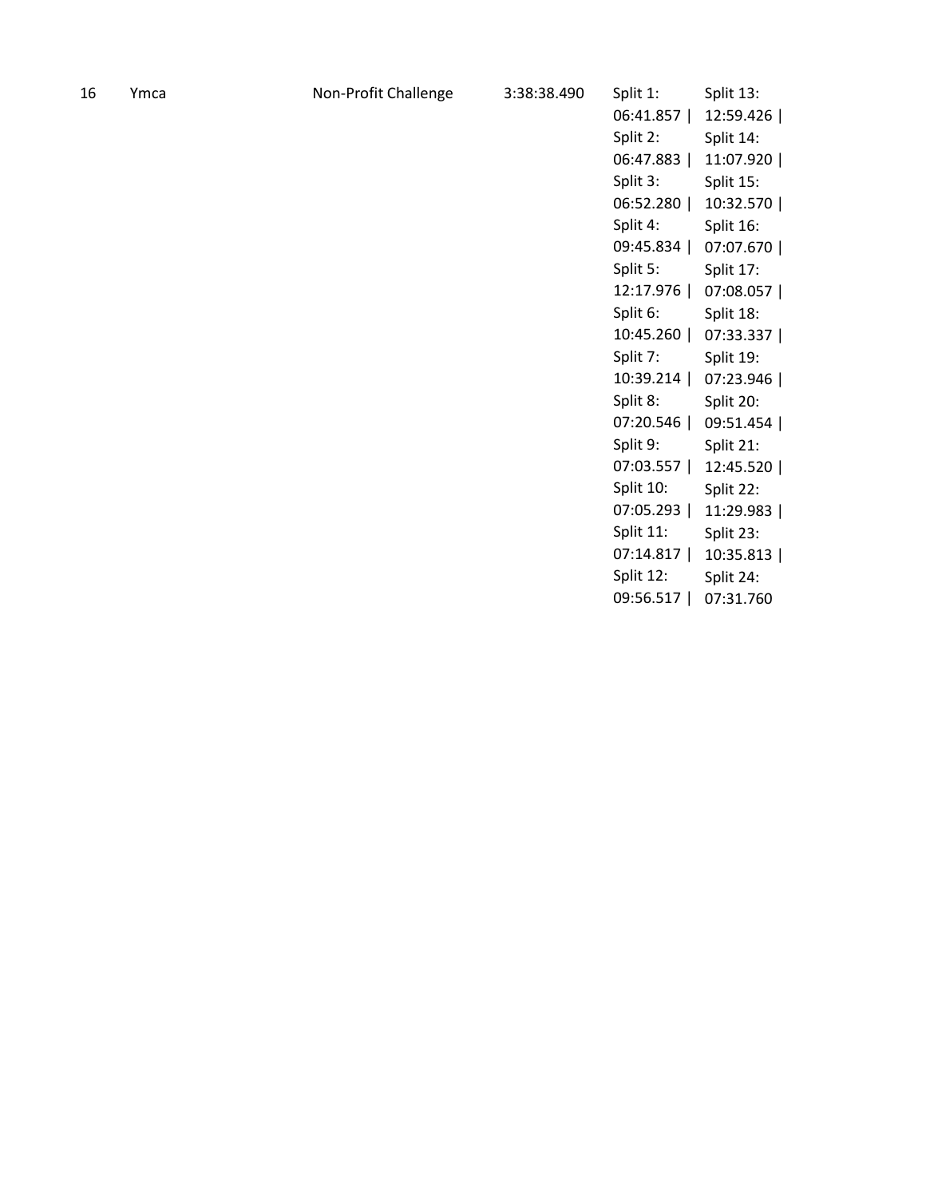| 16 | Ymca | Non-Profit Challenge | 3:38:38.490 | Split 1: 06:41.857 \| Split 2: 06:47.883 \| Split 3: 06:52.280 \| Split 4: 09:45.834 \| Split 5: 12:17.976 \| Split 6: 10:45.260 \| Split 7: 10:39.214 \| Split 8: 07:20.546 \| Split 9: 07:03.557 \| Split 10: 07:05.293 \| Split 11: 07:14.817 \| Split 12: 09:56.517 \| Split 13: 12:59.426 \| Split 14: 11:07.920 \| Split 15: 10:32.570 \| Split 16: 07:07.670 \| Split 17: 07:08.057 \| Split 18: 07:33.337 \| Split 19: 07:23.946 \| Split 20: 09:51.454 \| Split 21: 12:45.520 \| Split 22: 11:29.983 \| Split 23: 10:35.813 \| Split 24: 07:31.760 |
|---|---|---|---|---|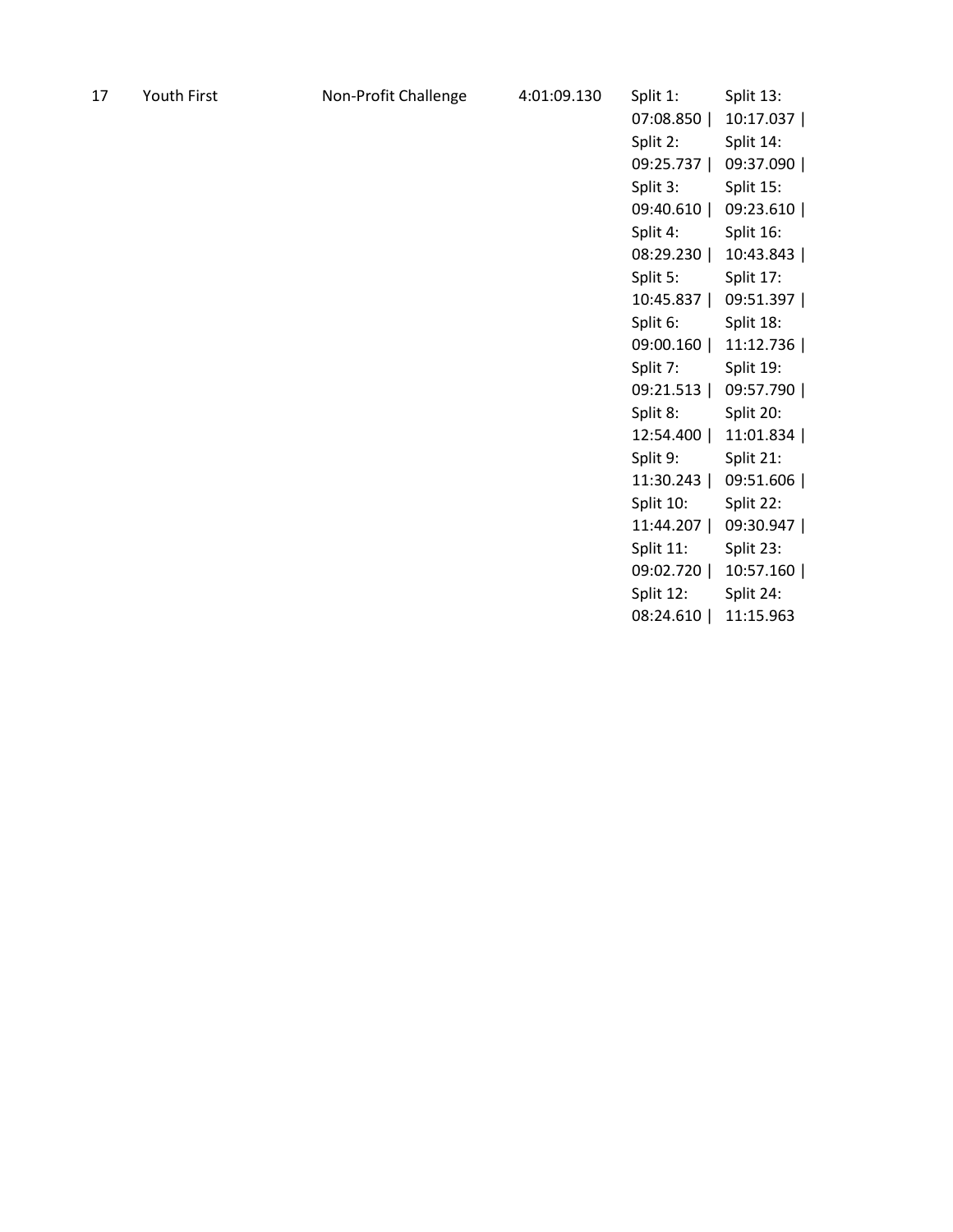| 17 | Youth First | Non-Profit Challenge | 4:01:09.130 | Split 1: 07:08.850 \| Split 2: 09:25.737 \| Split 3: 09:40.610 \| Split 4: 08:29.230 \| Split 5: 10:45.837 \| Split 6: 09:00.160 \| Split 7: 09:21.513 \| Split 8: 12:54.400 \| Split 9: 11:30.243 \| Split 10: 11:44.207 \| Split 11: 09:02.720 \| Split 12: 08:24.610 \| Split 13: 10:17.037 \| Split 14: 09:37.090 \| Split 15: 09:23.610 \| Split 16: 10:43.843 \| Split 17: 09:51.397 \| Split 18: 11:12.736 \| Split 19: 09:57.790 \| Split 20: 11:01.834 \| Split 21: 09:51.606 \| Split 22: 09:30.947 \| Split 23: 10:57.160 \| Split 24: 11:15.963 |
|---|---|---|---|---|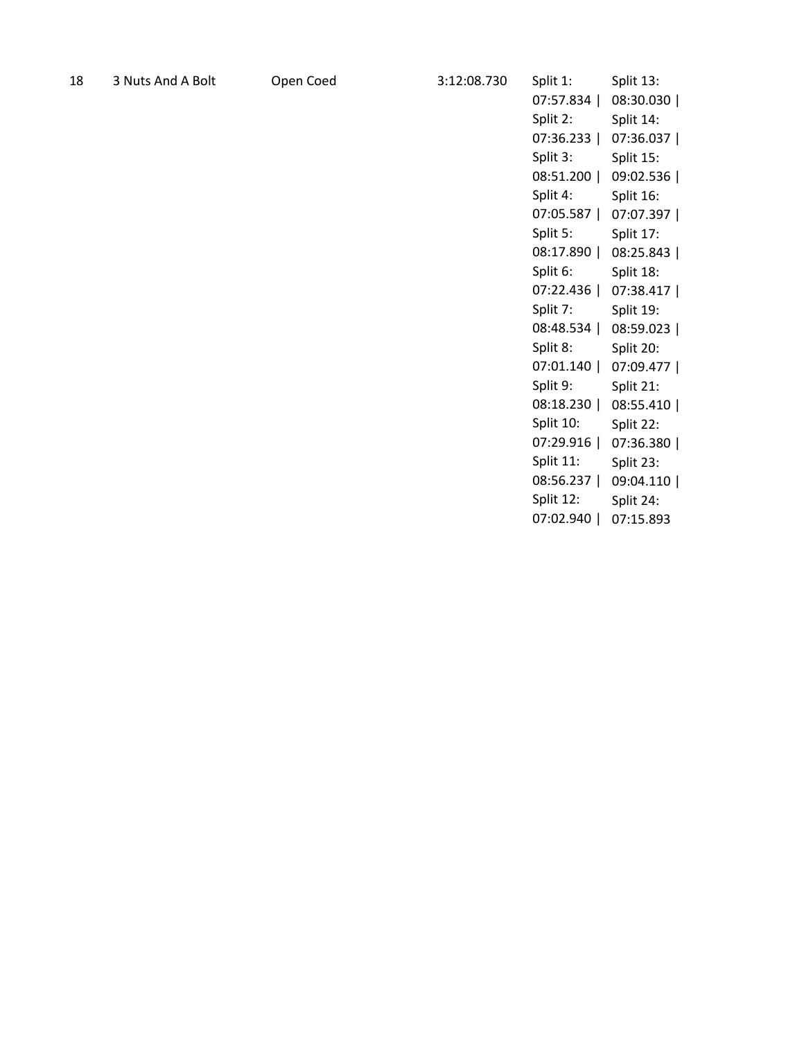| 18 | 3 Nuts And A Bolt | Open Coed | 3:12:08.730 | Split 1: 07:57.834 \| Split 2: 07:36.233 \| Split 3: 08:51.200 \| Split 4: 07:05.587 \| Split 5: 08:17.890 \| Split 6: 07:22.436 \| Split 7: 08:48.534 \| Split 8: 07:01.140 \| Split 9: 08:18.230 \| Split 10: 07:29.916 \| Split 11: 08:56.237 \| Split 12: 07:02.940 \| | Split 13: 08:30.030 \| Split 14: 07:36.037 \| Split 15: 09:02.536 \| Split 16: 07:07.397 \| Split 17: 08:25.843 \| Split 18: 07:38.417 \| Split 19: 08:59.023 \| Split 20: 07:09.477 \| Split 21: 08:55.410 \| Split 22: 07:36.380 \| Split 23: 09:04.110 \| Split 24: 07:15.893 |
|---|---|---|---|---|---|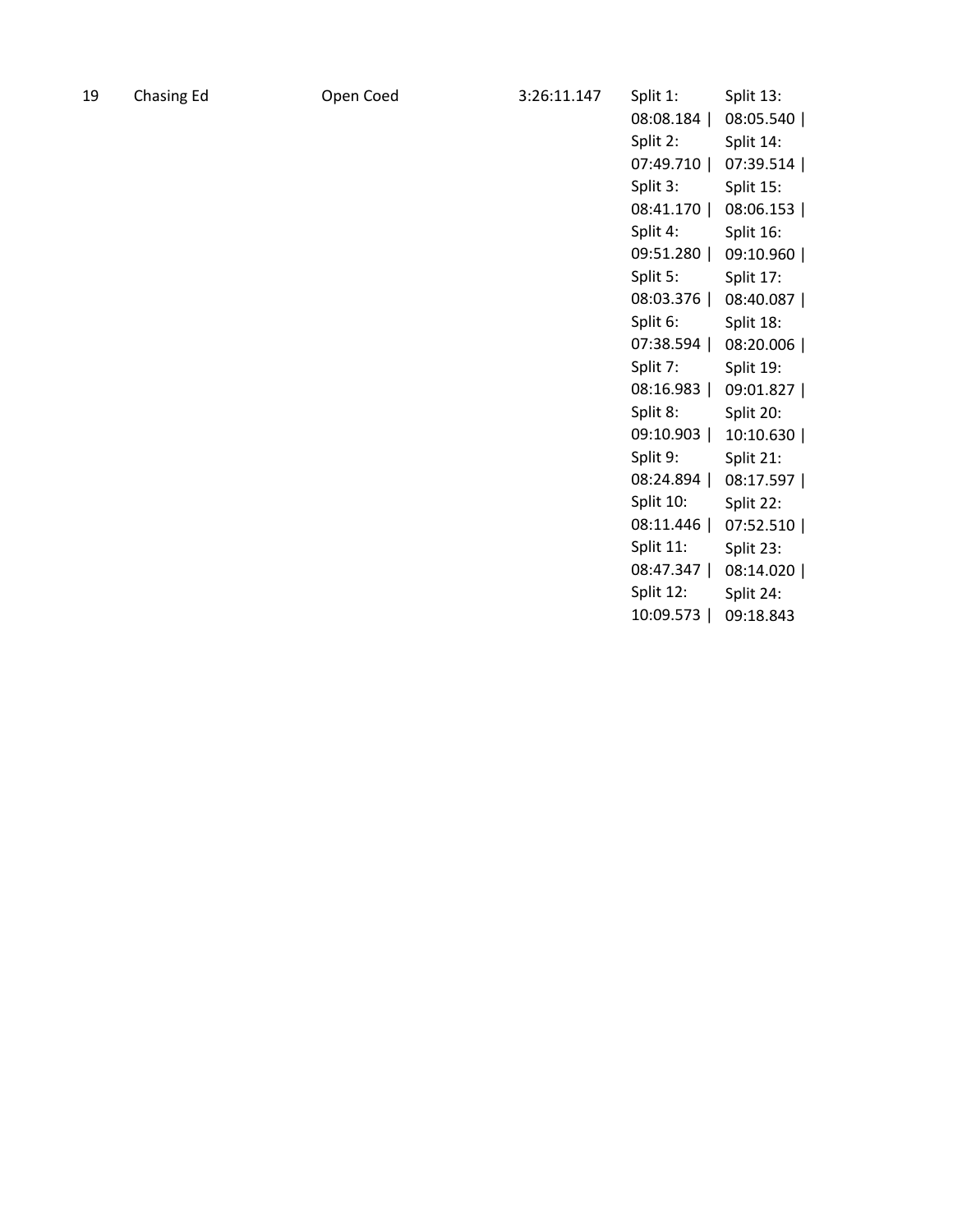| | | | | | |
|---|---|---|---|---|---|
| 19 | Chasing Ed | Open Coed | 3:26:11.147 | Split 1: 08:08.184 \| Split 2: 07:49.710 \| Split 3: 08:41.170 \| Split 4: 09:51.280 \| Split 5: 08:03.376 \| Split 6: 07:38.594 \| Split 7: 08:16.983 \| Split 8: 09:10.903 \| Split 9: 08:24.894 \| Split 10: 08:11.446 \| Split 11: 08:47.347 \| Split 12: 10:09.573 \| | Split 13: 08:05.540 \| Split 14: 07:39.514 \| Split 15: 08:06.153 \| Split 16: 09:10.960 \| Split 17: 08:40.087 \| Split 18: 08:20.006 \| Split 19: 09:01.827 \| Split 20: 10:10.630 \| Split 21: 08:17.597 \| Split 22: 07:52.510 \| Split 23: 08:14.020 \| Split 24: 09:18.843 |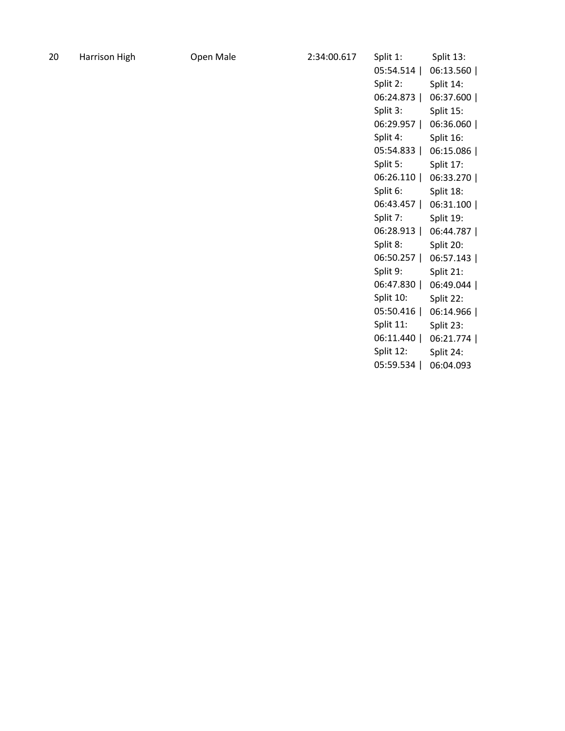| 20 | Harrison High | Open Male | 2:34:00.617 | Split 1: 05:54.514 \| Split 2: 06:24.873 \| Split 3: 06:29.957 \| Split 4: 05:54.833 \| Split 5: 06:26.110 \| Split 6: 06:43.457 \| Split 7: 06:28.913 \| Split 8: 06:50.257 \| Split 9: 06:47.830 \| Split 10: 05:50.416 \| Split 11: 06:11.440 \| Split 12: 05:59.534 \| Split 13: 06:13.560 \| Split 14: 06:37.600 \| Split 15: 06:36.060 \| Split 16: 06:15.086 \| Split 17: 06:33.270 \| Split 18: 06:31.100 \| Split 19: 06:44.787 \| Split 20: 06:57.143 \| Split 21: 06:49.044 \| Split 22: 06:14.966 \| Split 23: 06:21.774 \| Split 24: 06:04.093 |
|---|---|---|---|---|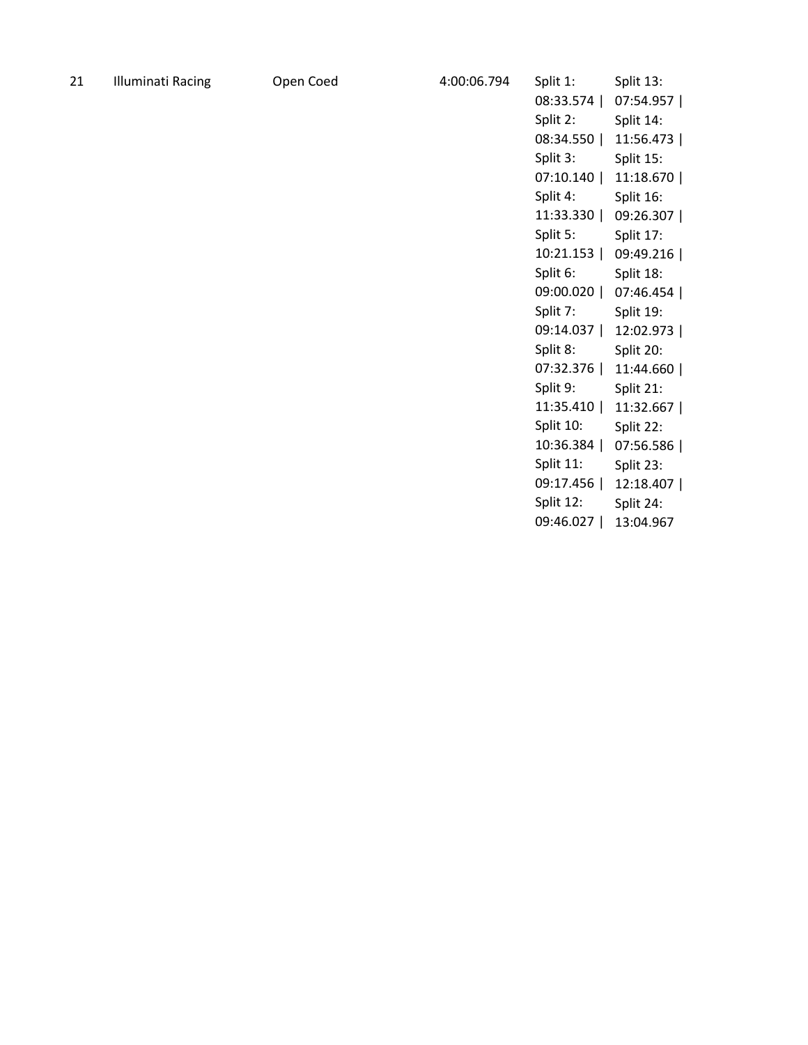| 21 | Illuminati Racing | Open Coed | 4:00:06.794 | Split 1: 08:33.574 \| Split 2: 08:34.550 \| Split 3: 07:10.140 \| Split 4: 11:33.330 \| Split 5: 10:21.153 \| Split 6: 09:00.020 \| Split 7: 09:14.037 \| Split 8: 07:32.376 \| Split 9: 11:35.410 \| Split 10: 10:36.384 \| Split 11: 09:17.456 \| Split 12: 09:46.027 \| Split 13: 07:54.957 \| Split 14: 11:56.473 \| Split 15: 11:18.670 \| Split 16: 09:26.307 \| Split 17: 09:49.216 \| Split 18: 07:46.454 \| Split 19: 12:02.973 \| Split 20: 11:44.660 \| Split 21: 11:32.667 \| Split 22: 07:56.586 \| Split 23: 12:18.407 \| Split 24: 13:04.967 |
|---|---|---|---|---|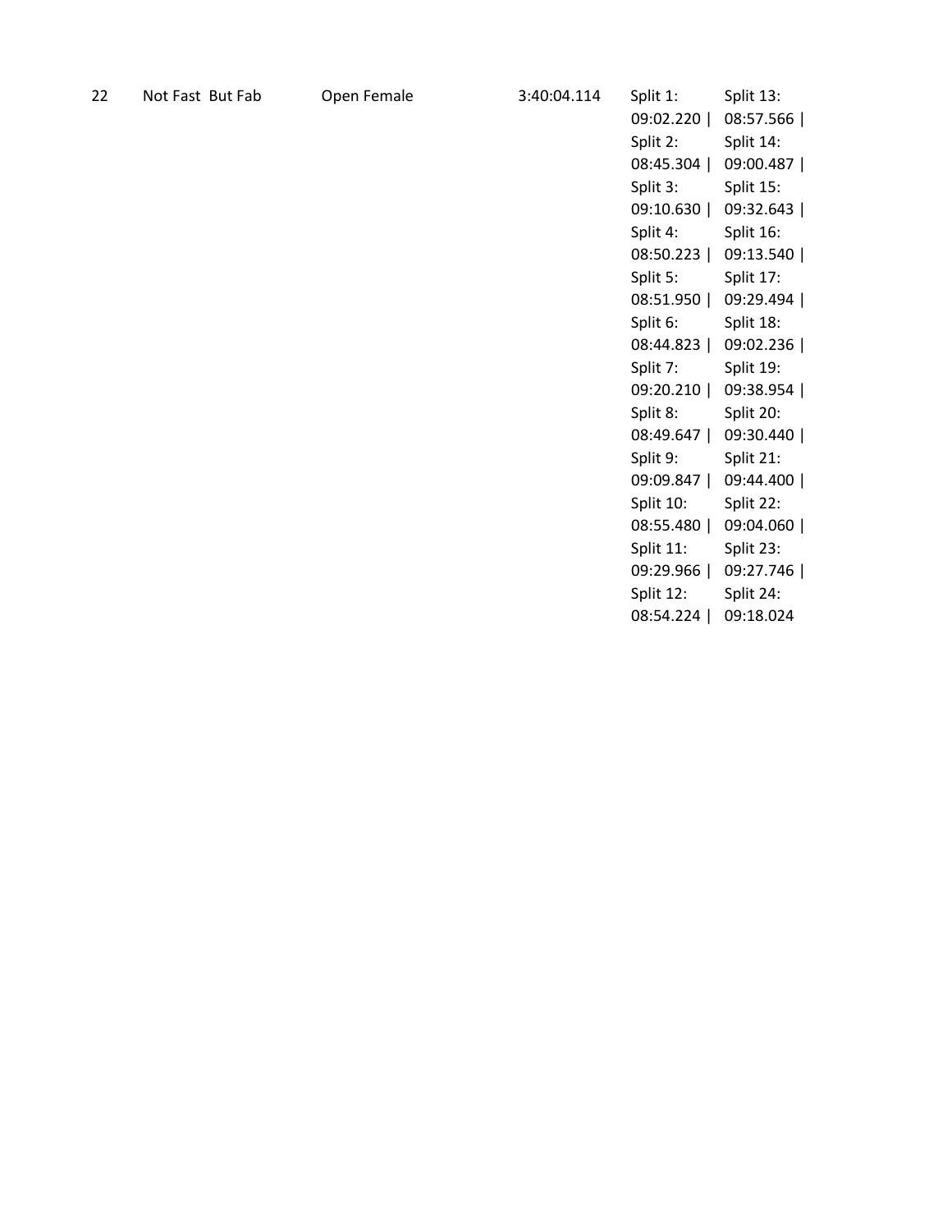| 22 | Not Fast But Fab | Open Female | 3:40:04.114 | Split 1: 09:02.220 \| Split 2: 08:45.304 \| Split 3: 09:10.630 \| Split 4: 08:50.223 \| Split 5: 08:51.950 \| Split 6: 08:44.823 \| Split 7: 09:20.210 \| Split 8: 08:49.647 \| Split 9: 09:09.847 \| Split 10: 08:55.480 \| Split 11: 09:29.966 \| Split 12: 08:54.224 \| | Split 13: 08:57.566 \| Split 14: 09:00.487 \| Split 15: 09:32.643 \| Split 16: 09:13.540 \| Split 17: 09:29.494 \| Split 18: 09:02.236 \| Split 19: 09:38.954 \| Split 20: 09:30.440 \| Split 21: 09:44.400 \| Split 22: 09:04.060 \| Split 23: 09:27.746 \| Split 24: 09:18.024 |
|---|---|---|---|---|---|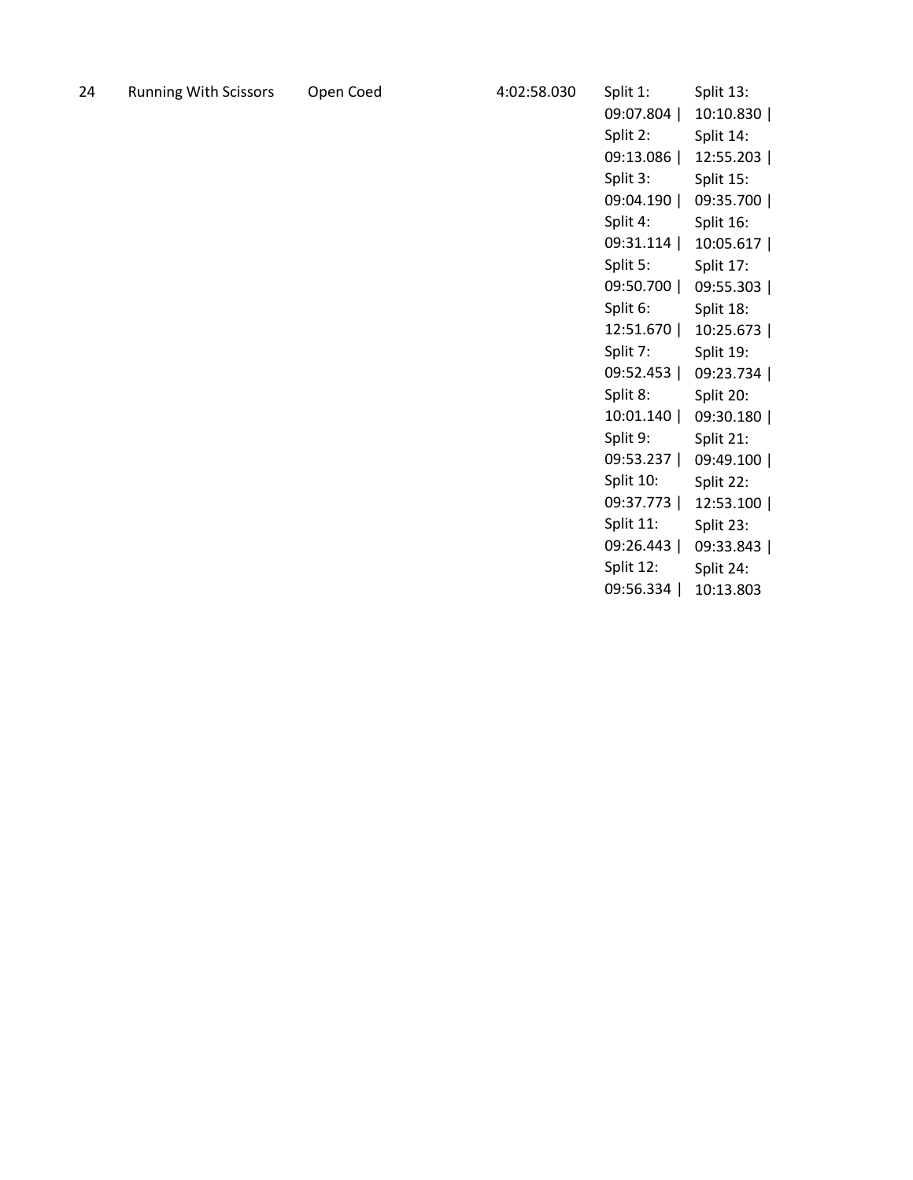| | | | | | |
|---|---|---|---|---|---|
| 24 | Running With Scissors | Open Coed | 4:02:58.030 | Split 1: 09:07.804 \| Split 2: 09:13.086 \| Split 3: 09:04.190 \| Split 4: 09:31.114 \| Split 5: 09:50.700 \| Split 6: 12:51.670 \| Split 7: 09:52.453 \| Split 8: 10:01.140 \| Split 9: 09:53.237 \| Split 10: 09:37.773 \| Split 11: 09:26.443 \| Split 12: 09:56.334 \| | Split 13: 10:10.830 \| Split 14: 12:55.203 \| Split 15: 09:35.700 \| Split 16: 10:05.617 \| Split 17: 09:55.303 \| Split 18: 10:25.673 \| Split 19: 09:23.734 \| Split 20: 09:30.180 \| Split 21: 09:49.100 \| Split 22: 12:53.100 \| Split 23: 09:33.843 \| Split 24: 10:13.803 |